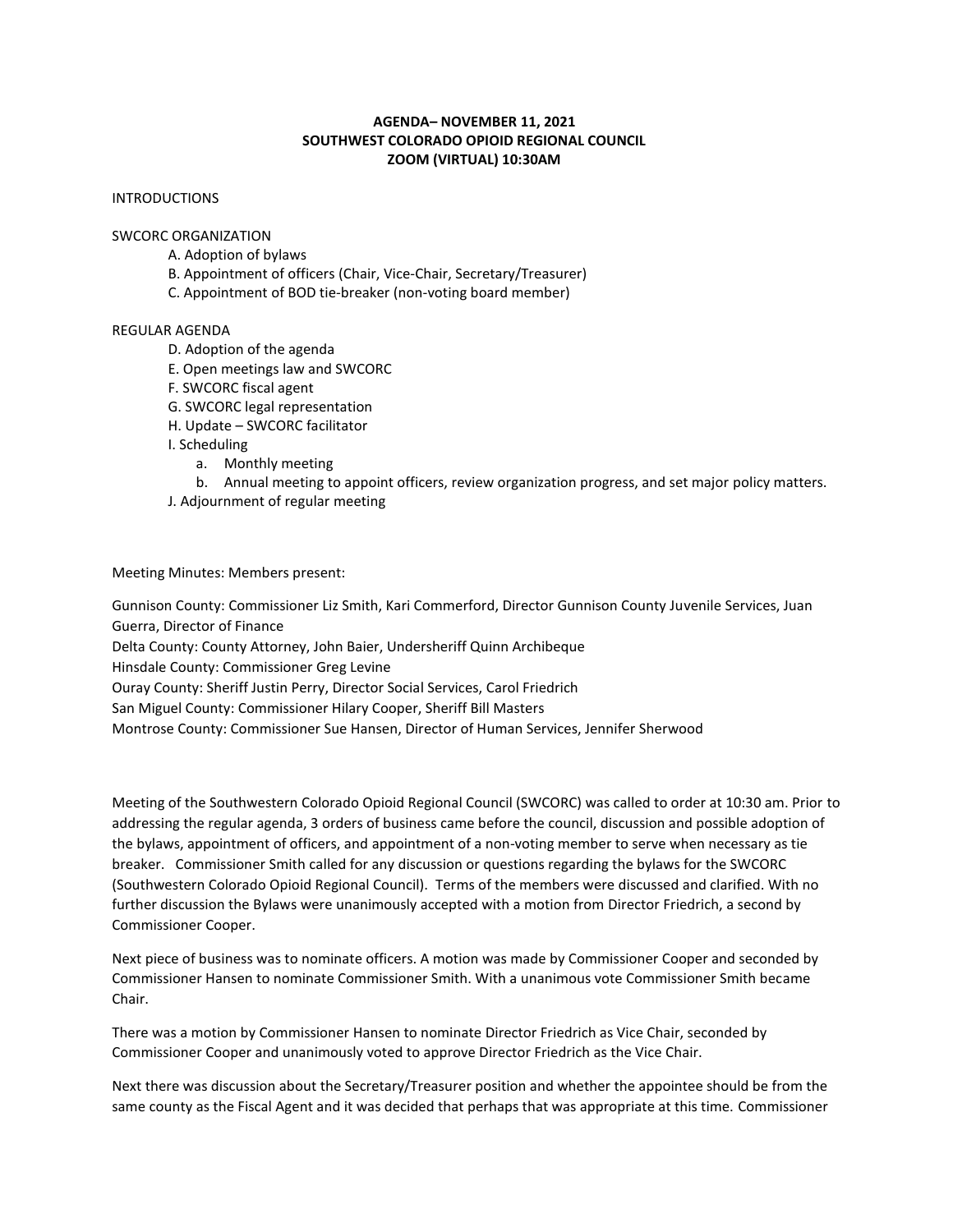**AGENDA– NOVEMBER 11, 2021**
**SOUTHWEST COLORADO OPIOID REGIONAL COUNCIL**
**ZOOM (VIRTUAL) 10:30AM**

INTRODUCTIONS

SWCORC ORGANIZATION

A. Adoption of bylaws
B. Appointment of officers (Chair, Vice-Chair, Secretary/Treasurer)
C. Appointment of BOD tie-breaker (non-voting board member)

REGULAR AGENDA

D. Adoption of the agenda
E. Open meetings law and SWCORC
F. SWCORC fiscal agent
G. SWCORC legal representation
H. Update – SWCORC facilitator
I. Scheduling
   a. Monthly meeting
   b. Annual meeting to appoint officers, review organization progress, and set major policy matters.
J. Adjournment of regular meeting

Meeting Minutes: Members present:

Gunnison County: Commissioner Liz Smith, Kari Commerford, Director Gunnison County Juvenile Services, Juan Guerra, Director of Finance
Delta County: County Attorney, John Baier, Undersheriff Quinn Archibeque
Hinsdale County: Commissioner Greg Levine
Ouray County: Sheriff Justin Perry, Director Social Services, Carol Friedrich
San Miguel County: Commissioner Hilary Cooper, Sheriff Bill Masters
Montrose County: Commissioner Sue Hansen, Director of Human Services, Jennifer Sherwood

Meeting of the Southwestern Colorado Opioid Regional Council (SWCORC) was called to order at 10:30 am. Prior to addressing the regular agenda, 3 orders of business came before the council, discussion and possible adoption of the bylaws, appointment of officers, and appointment of a non-voting member to serve when necessary as tie breaker. Commissioner Smith called for any discussion or questions regarding the bylaws for the SWCORC (Southwestern Colorado Opioid Regional Council). Terms of the members were discussed and clarified. With no further discussion the Bylaws were unanimously accepted with a motion from Director Friedrich, a second by Commissioner Cooper.

Next piece of business was to nominate officers. A motion was made by Commissioner Cooper and seconded by Commissioner Hansen to nominate Commissioner Smith. With a unanimous vote Commissioner Smith became Chair.

There was a motion by Commissioner Hansen to nominate Director Friedrich as Vice Chair, seconded by Commissioner Cooper and unanimously voted to approve Director Friedrich as the Vice Chair.

Next there was discussion about the Secretary/Treasurer position and whether the appointee should be from the same county as the Fiscal Agent and it was decided that perhaps that was appropriate at this time. Commissioner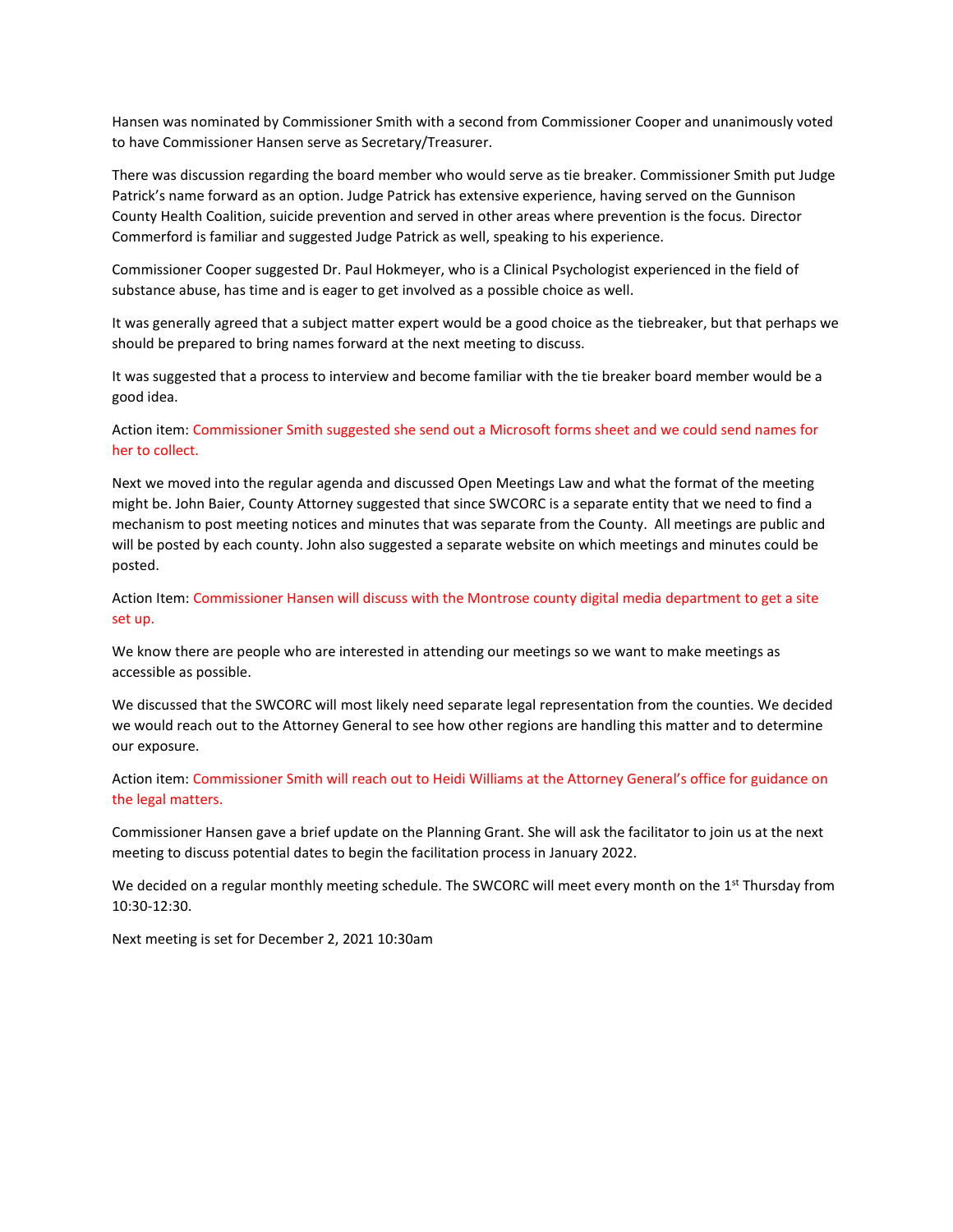Hansen was nominated by Commissioner Smith with a second from Commissioner Cooper and unanimously voted to have Commissioner Hansen serve as Secretary/Treasurer.

There was discussion regarding the board member who would serve as tie breaker. Commissioner Smith put Judge Patrick's name forward as an option. Judge Patrick has extensive experience, having served on the Gunnison County Health Coalition, suicide prevention and served in other areas where prevention is the focus. Director Commerford is familiar and suggested Judge Patrick as well, speaking to his experience.

Commissioner Cooper suggested Dr. Paul Hokmeyer, who is a Clinical Psychologist experienced in the field of substance abuse, has time and is eager to get involved as a possible choice as well.

It was generally agreed that a subject matter expert would be a good choice as the tiebreaker, but that perhaps we should be prepared to bring names forward at the next meeting to discuss.

It was suggested that a process to interview and become familiar with the tie breaker board member would be a good idea.

Action item: Commissioner Smith suggested she send out a Microsoft forms sheet and we could send names for her to collect.

Next we moved into the regular agenda and discussed Open Meetings Law and what the format of the meeting might be. John Baier, County Attorney suggested that since SWCORC is a separate entity that we need to find a mechanism to post meeting notices and minutes that was separate from the County. All meetings are public and will be posted by each county. John also suggested a separate website on which meetings and minutes could be posted.

Action Item: Commissioner Hansen will discuss with the Montrose county digital media department to get a site set up.

We know there are people who are interested in attending our meetings so we want to make meetings as accessible as possible.

We discussed that the SWCORC will most likely need separate legal representation from the counties. We decided we would reach out to the Attorney General to see how other regions are handling this matter and to determine our exposure.

Action item: Commissioner Smith will reach out to Heidi Williams at the Attorney General's office for guidance on the legal matters.

Commissioner Hansen gave a brief update on the Planning Grant. She will ask the facilitator to join us at the next meeting to discuss potential dates to begin the facilitation process in January 2022.

We decided on a regular monthly meeting schedule. The SWCORC will meet every month on the 1st Thursday from 10:30-12:30.

Next meeting is set for December 2, 2021 10:30am